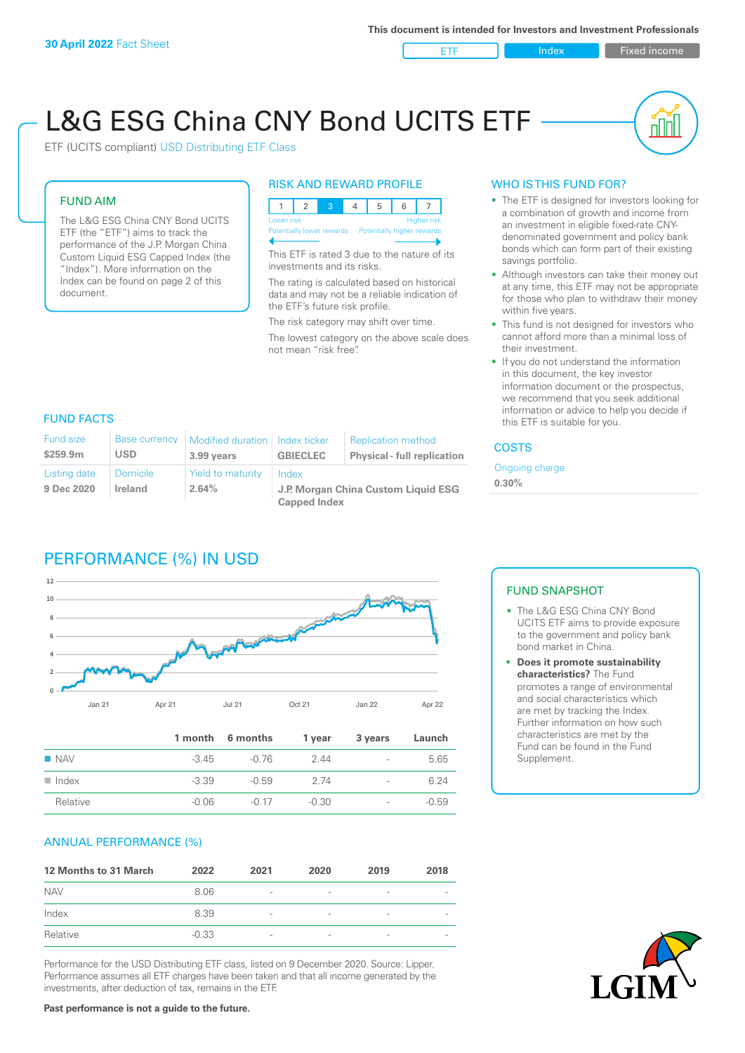**30 April 2022** Fact Sheet

This document is intended for Investors and Investment Professionals

ETF | Index | Fixed income

# L&G ESG China CNY Bond UCITS ETF

ETF (UCITS compliant) USD Distributing ETF Class

## FUND AIM

The L&G ESG China CNY Bond UCITS ETF (the "ETF") aims to track the performance of the J.P. Morgan China Custom Liquid ESG Capped Index (the "Index"). More information on the Index can be found on page 2 of this document.

## RISK AND REWARD PROFILE

| 1 | 2 | 3 | 4 | 5 | 6 | 7 |
|---|---|---|---|---|---|---|

Lower risk — Higher risk
Potentially lower rewards — Potentially higher rewards

This ETF is rated 3 due to the nature of its investments and its risks.

The rating is calculated based on historical data and may not be a reliable indication of the ETF's future risk profile.

The risk category may shift over time.

The lowest category on the above scale does not mean "risk free".

## WHO IS THIS FUND FOR?

- The ETF is designed for investors looking for a combination of growth and income from an investment in eligible fixed-rate CNY-denominated government and policy bank bonds which can form part of their existing savings portfolio.
- Although investors can take their money out at any time, this ETF may not be appropriate for those who plan to withdraw their money within five years.
- This fund is not designed for investors who cannot afford more than a minimal loss of their investment.
- If you do not understand the information in this document, the key investor information document or the prospectus, we recommend that you seek additional information or advice to help you decide if this ETF is suitable for you.

## FUND FACTS

| Fund size | Base currency | Modified duration | Index ticker | Replication method |
|---|---|---|---|---|
| **$259.9m** | **USD** | **3.99 years** | **GBIECLEC** | **Physical - full replication** |
| **Listing date** | **Domicile** | **Yield to maturity** | **Index** | |
| **9 Dec 2020** | **Ireland** | **2.64%** | **J.P. Morgan China Custom Liquid ESG Capped Index** | |

## COSTS

Ongoing charge
**0.30%**

## PERFORMANCE (%) IN USD

| | 1 month | 6 months | 1 year | 3 years | Launch |
|---|---|---|---|---|---|
| NAV | -3.45 | -0.76 | 2.44 | - | 5.65 |
| Index | -3.39 | -0.59 | 2.74 | - | 6.24 |
| Relative | -0.06 | -0.17 | -0.30 | - | -0.59 |

## FUND SNAPSHOT

- The L&G ESG China CNY Bond UCITS ETF aims to provide exposure to the government and policy bank bond market in China.
- **Does it promote sustainability characteristics?** The Fund promotes a range of environmental and social characteristics which are met by tracking the Index. Further information on how such characteristics are met by the Fund can be found in the Fund Supplement.

## ANNUAL PERFORMANCE (%)

| 12 Months to 31 March | 2022 | 2021 | 2020 | 2019 | 2018 |
|---|---|---|---|---|---|
| NAV | 8.06 | - | - | - | - |
| Index | 8.39 | - | - | - | - |
| Relative | -0.33 | - | - | - | - |

Performance for the USD Distributing ETF class, listed on 9 December 2020. Source: Lipper. Performance assumes all ETF charges have been taken and that all income generated by the investments, after deduction of tax, remains in the ETF.

**Past performance is not a guide to the future.**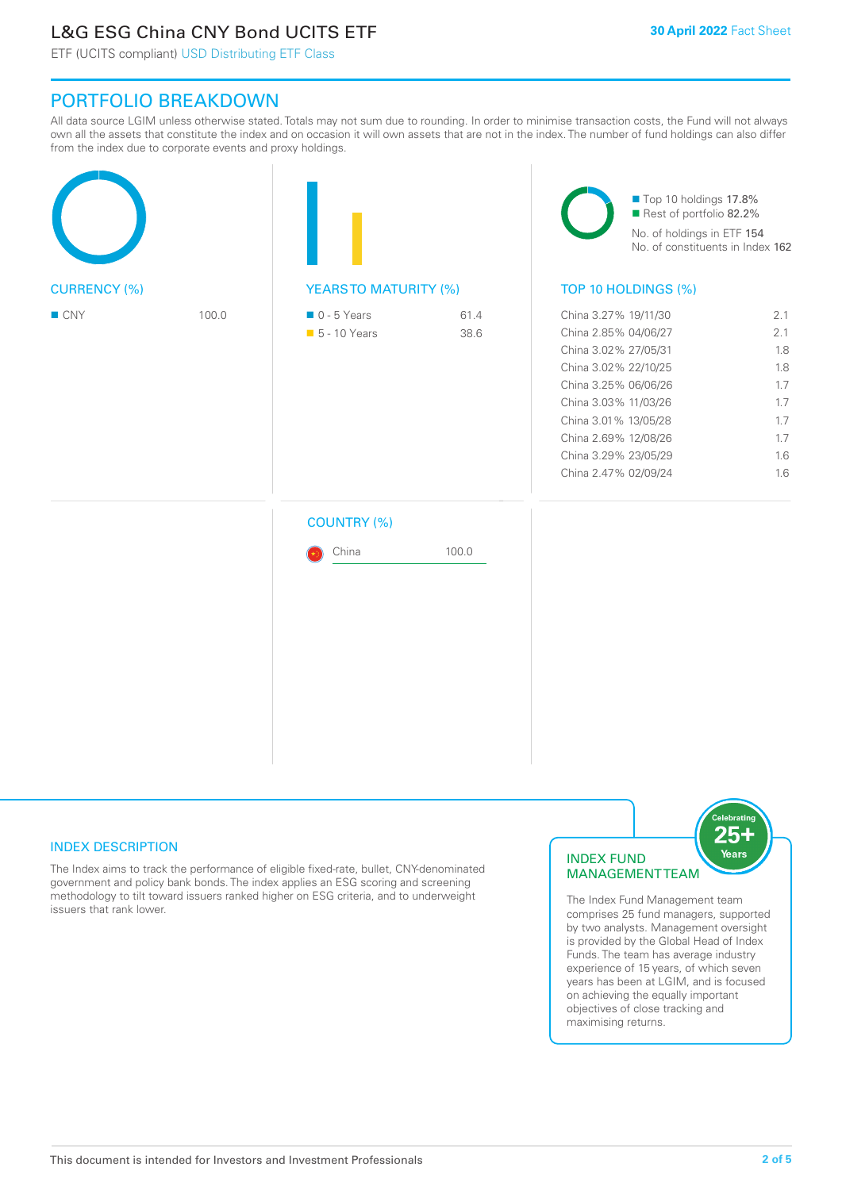# L&G ESG China CNY Bond UCITS ETF

ETF (UCITS compliant) USD Distributing ETF Class

30 April 2022 Fact Sheet

## PORTFOLIO BREAKDOWN

All data source LGIM unless otherwise stated. Totals may not sum due to rounding. In order to minimise transaction costs, the Fund will not always own all the assets that constitute the index and on occasion it will own assets that are not in the index. The number of fund holdings can also differ from the index due to corporate events and proxy holdings.

### CURRENCY (%)

| Currency | % |
|---|---|
| CNY | 100.0 |

### YEARS TO MATURITY (%)

| Years to Maturity | % |
|---|---|
| 0 - 5 Years | 61.4 |
| 5 - 10 Years | 38.6 |

- Top 10 holdings 17.8%
- Rest of portfolio 82.2%

No. of holdings in ETF 154
No. of constituents in Index 162

### TOP 10 HOLDINGS (%)

| Holding | % |
|---|---|
| China 3.27% 19/11/30 | 2.1 |
| China 2.85% 04/06/27 | 2.1 |
| China 3.02% 27/05/31 | 1.8 |
| China 3.02% 22/10/25 | 1.8 |
| China 3.25% 06/06/26 | 1.7 |
| China 3.03% 11/03/26 | 1.7 |
| China 3.01% 13/05/28 | 1.7 |
| China 2.69% 12/08/26 | 1.7 |
| China 3.29% 23/05/29 | 1.6 |
| China 2.47% 02/09/24 | 1.6 |

### COUNTRY (%)

| Country | % |
|---|---|
| China | 100.0 |

### INDEX DESCRIPTION

The Index aims to track the performance of eligible fixed-rate, bullet, CNY-denominated government and policy bank bonds. The index applies an ESG scoring and screening methodology to tilt toward issuers ranked higher on ESG criteria, and to underweight issuers that rank lower.

### INDEX FUND MANAGEMENT TEAM

Celebrating 25+ Years

The Index Fund Management team comprises 25 fund managers, supported by two analysts. Management oversight is provided by the Global Head of Index Funds. The team has average industry experience of 15 years, of which seven years has been at LGIM, and is focused on achieving the equally important objectives of close tracking and maximising returns.

This document is intended for Investors and Investment Professionals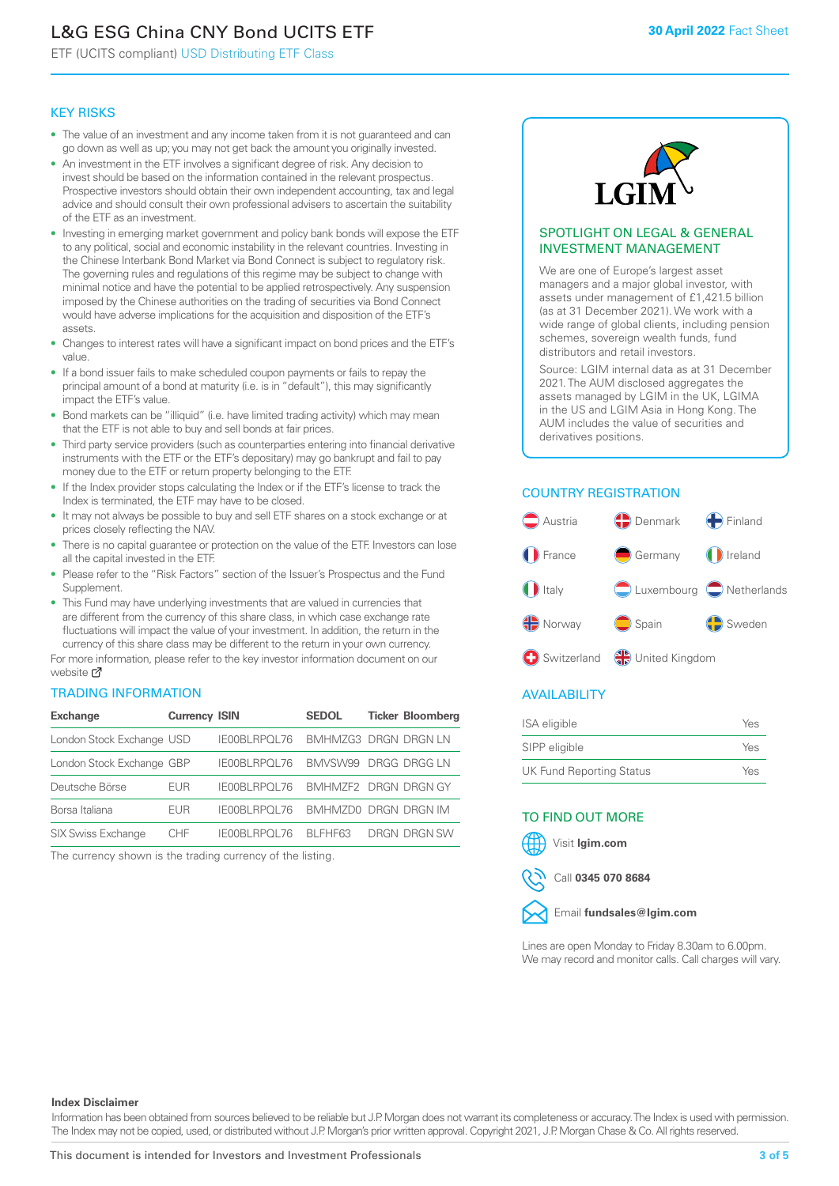# L&G ESG China CNY Bond UCITS ETF

ETF (UCITS compliant) USD Distributing ETF Class

30 April 2022 Fact Sheet

## KEY RISKS

- The value of an investment and any income taken from it is not guaranteed and can go down as well as up; you may not get back the amount you originally invested.
- An investment in the ETF involves a significant degree of risk. Any decision to invest should be based on the information contained in the relevant prospectus. Prospective investors should obtain their own independent accounting, tax and legal advice and should consult their own professional advisers to ascertain the suitability of the ETF as an investment.
- Investing in emerging market government and policy bank bonds will expose the ETF to any political, social and economic instability in the relevant countries. Investing in the Chinese Interbank Bond Market via Bond Connect is subject to regulatory risk. The governing rules and regulations of this regime may be subject to change with minimal notice and have the potential to be applied retrospectively. Any suspension imposed by the Chinese authorities on the trading of securities via Bond Connect would have adverse implications for the acquisition and disposition of the ETF's assets.
- Changes to interest rates will have a significant impact on bond prices and the ETF's value.
- If a bond issuer fails to make scheduled coupon payments or fails to repay the principal amount of a bond at maturity (i.e. is in "default"), this may significantly impact the ETF's value.
- Bond markets can be "illiquid" (i.e. have limited trading activity) which may mean that the ETF is not able to buy and sell bonds at fair prices.
- Third party service providers (such as counterparties entering into financial derivative instruments with the ETF or the ETF's depositary) may go bankrupt and fail to pay money due to the ETF or return property belonging to the ETF.
- If the Index provider stops calculating the Index or if the ETF's license to track the Index is terminated, the ETF may have to be closed.
- It may not always be possible to buy and sell ETF shares on a stock exchange or at prices closely reflecting the NAV.
- There is no capital guarantee or protection on the value of the ETF. Investors can lose all the capital invested in the ETF.
- Please refer to the "Risk Factors" section of the Issuer's Prospectus and the Fund Supplement.
- This Fund may have underlying investments that are valued in currencies that are different from the currency of this share class, in which case exchange rate fluctuations will impact the value of your investment. In addition, the return in the currency of this share class may be different to the return in your own currency.

For more information, please refer to the key investor information document on our website

## TRADING INFORMATION

| Exchange | Currency | ISIN | SEDOL | Ticker | Bloomberg |
|---|---|---|---|---|---|
| London Stock Exchange | USD | IE00BLRPQL76 | BMHMZG3 | DRGN | DRGN LN |
| London Stock Exchange | GBP | IE00BLRPQL76 | BMVSW99 | DRGG | DRGG LN |
| Deutsche Börse | EUR | IE00BLRPQL76 | BMHMZF2 | DRGN | DRGN GY |
| Borsa Italiana | EUR | IE00BLRPQL76 | BMHMZD0 | DRGN | DRGN IM |
| SIX Swiss Exchange | CHF | IE00BLRPQL76 | BLFHF63 | DRGN | DRGN SW |

The currency shown is the trading currency of the listing.

## SPOTLIGHT ON LEGAL & GENERAL INVESTMENT MANAGEMENT

We are one of Europe's largest asset managers and a major global investor, with assets under management of £1,421.5 billion (as at 31 December 2021). We work with a wide range of global clients, including pension schemes, sovereign wealth funds, fund distributors and retail investors.

Source: LGIM internal data as at 31 December 2021. The AUM disclosed aggregates the assets managed by LGIM in the UK, LGIMA in the US and LGIM Asia in Hong Kong. The AUM includes the value of securities and derivatives positions.

## COUNTRY REGISTRATION

Austria, Denmark, Finland, France, Germany, Ireland, Italy, Luxembourg, Netherlands, Norway, Spain, Sweden, Switzerland, United Kingdom

## AVAILABILITY

| | |
|---|---|
| ISA eligible | Yes |
| SIPP eligible | Yes |
| UK Fund Reporting Status | Yes |

## TO FIND OUT MORE

Visit **lgim.com**

Call **0345 070 8684**

Email **fundsales@lgim.com**

Lines are open Monday to Friday 8.30am to 6.00pm. We may record and monitor calls. Call charges will vary.

**Index Disclaimer**

Information has been obtained from sources believed to be reliable but J.P. Morgan does not warrant its completeness or accuracy. The Index is used with permission. The Index may not be copied, used, or distributed without J.P. Morgan's prior written approval. Copyright 2021, J.P. Morgan Chase & Co. All rights reserved.

This document is intended for Investors and Investment Professionals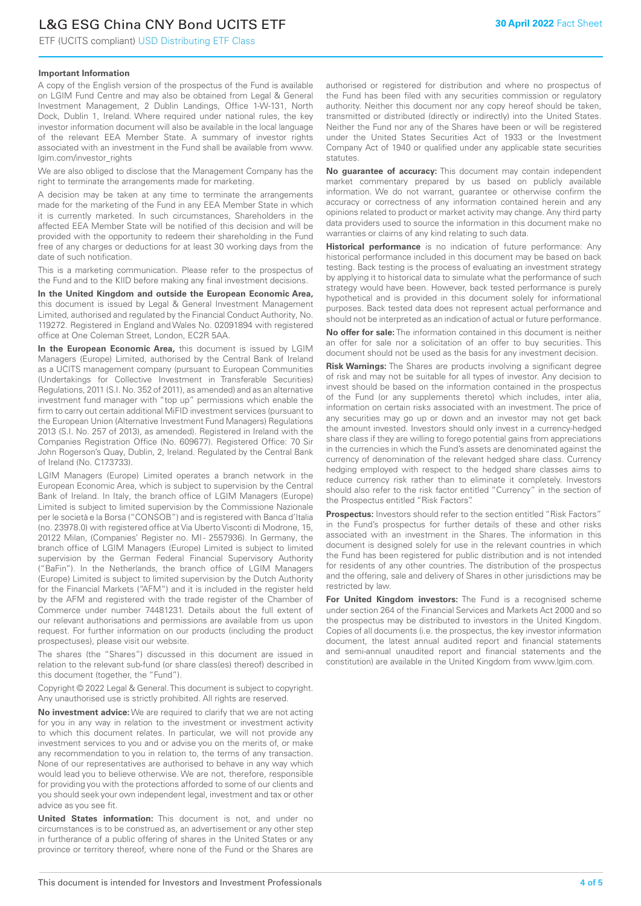### Important Information

A copy of the English version of the prospectus of the Fund is available on LGIM Fund Centre and may also be obtained from Legal & General Investment Management, 2 Dublin Landings, Office 1-W-131, North Dock, Dublin 1, Ireland. Where required under national rules, the key investor information document will also be available in the local language of the relevant EEA Member State. A summary of investor rights associated with an investment in the Fund shall be available from www.lgim.com/investor_rights

We are also obliged to disclose that the Management Company has the right to terminate the arrangements made for marketing.

A decision may be taken at any time to terminate the arrangements made for the marketing of the Fund in any EEA Member State in which it is currently marketed. In such circumstances, Shareholders in the affected EEA Member State will be notified of this decision and will be provided with the opportunity to redeem their shareholding in the Fund free of any charges or deductions for at least 30 working days from the date of such notification.

This is a marketing communication. Please refer to the prospectus of the Fund and to the KIID before making any final investment decisions.

**In the United Kingdom and outside the European Economic Area,** this document is issued by Legal & General Investment Management Limited, authorised and regulated by the Financial Conduct Authority, No. 119272. Registered in England and Wales No. 02091894 with registered office at One Coleman Street, London, EC2R 5AA.

**In the European Economic Area,** this document is issued by LGIM Managers (Europe) Limited, authorised by the Central Bank of Ireland as a UCITS management company (pursuant to European Communities (Undertakings for Collective Investment in Transferable Securities) Regulations, 2011 (S.I. No. 352 of 2011), as amended) and as an alternative investment fund manager with "top up" permissions which enable the firm to carry out certain additional MiFID investment services (pursuant to the European Union (Alternative Investment Fund Managers) Regulations 2013 (S.I. No. 257 of 2013), as amended). Registered in Ireland with the Companies Registration Office (No. 609677). Registered Office: 70 Sir John Rogerson's Quay, Dublin, 2, Ireland. Regulated by the Central Bank of Ireland (No. C173733).

LGIM Managers (Europe) Limited operates a branch network in the European Economic Area, which is subject to supervision by the Central Bank of Ireland. In Italy, the branch office of LGIM Managers (Europe) Limited is subject to limited supervision by the Commissione Nazionale per le società e la Borsa ("CONSOB") and is registered with Banca d'Italia (no. 23978.0) with registered office at Via Uberto Visconti di Modrone, 15, 20122 Milan, (Companies' Register no. MI - 2557936). In Germany, the branch office of LGIM Managers (Europe) Limited is subject to limited supervision by the German Federal Financial Supervisory Authority ("BaFin"). In the Netherlands, the branch office of LGIM Managers (Europe) Limited is subject to limited supervision by the Dutch Authority for the Financial Markets ("AFM") and it is included in the register held by the AFM and registered with the trade register of the Chamber of Commerce under number 74481231. Details about the full extent of our relevant authorisations and permissions are available from us upon request. For further information on our products (including the product prospectuses), please visit our website.

The shares (the "Shares") discussed in this document are issued in relation to the relevant sub-fund (or share class(es) thereof) described in this document (together, the "Fund").

Copyright © 2022 Legal & General. This document is subject to copyright. Any unauthorised use is strictly prohibited. All rights are reserved.

**No investment advice:** We are required to clarify that we are not acting for you in any way in relation to the investment or investment activity to which this document relates. In particular, we will not provide any investment services to you and or advise you on the merits of, or make any recommendation to you in relation to, the terms of any transaction. None of our representatives are authorised to behave in any way which would lead you to believe otherwise. We are not, therefore, responsible for providing you with the protections afforded to some of our clients and you should seek your own independent legal, investment and tax or other advice as you see fit.

**United States information:** This document is not, and under no circumstances is to be construed as, an advertisement or any other step in furtherance of a public offering of shares in the United States or any province or territory thereof, where none of the Fund or the Shares are authorised or registered for distribution and where no prospectus of the Fund has been filed with any securities commission or regulatory authority. Neither this document nor any copy hereof should be taken, transmitted or distributed (directly or indirectly) into the United States. Neither the Fund nor any of the Shares have been or will be registered under the United States Securities Act of 1933 or the Investment Company Act of 1940 or qualified under any applicable state securities statutes.

**No guarantee of accuracy:** This document may contain independent market commentary prepared by us based on publicly available information. We do not warrant, guarantee or otherwise confirm the accuracy or correctness of any information contained herein and any opinions related to product or market activity may change. Any third party data providers used to source the information in this document make no warranties or claims of any kind relating to such data.

**Historical performance** is no indication of future performance: Any historical performance included in this document may be based on back testing. Back testing is the process of evaluating an investment strategy by applying it to historical data to simulate what the performance of such strategy would have been. However, back tested performance is purely hypothetical and is provided in this document solely for informational purposes. Back tested data does not represent actual performance and should not be interpreted as an indication of actual or future performance.

**No offer for sale:** The information contained in this document is neither an offer for sale nor a solicitation of an offer to buy securities. This document should not be used as the basis for any investment decision.

**Risk Warnings:** The Shares are products involving a significant degree of risk and may not be suitable for all types of investor. Any decision to invest should be based on the information contained in the prospectus of the Fund (or any supplements thereto) which includes, inter alia, information on certain risks associated with an investment. The price of any securities may go up or down and an investor may not get back the amount invested. Investors should only invest in a currency-hedged share class if they are willing to forego potential gains from appreciations in the currencies in which the Fund's assets are denominated against the currency of denomination of the relevant hedged share class. Currency hedging employed with respect to the hedged share classes aims to reduce currency risk rather than to eliminate it completely. Investors should also refer to the risk factor entitled "Currency" in the section of the Prospectus entitled "Risk Factors".

**Prospectus:** Investors should refer to the section entitled "Risk Factors" in the Fund's prospectus for further details of these and other risks associated with an investment in the Shares. The information in this document is designed solely for use in the relevant countries in which the Fund has been registered for public distribution and is not intended for residents of any other countries. The distribution of the prospectus and the offering, sale and delivery of Shares in other jurisdictions may be restricted by law.

**For United Kingdom investors:** The Fund is a recognised scheme under section 264 of the Financial Services and Markets Act 2000 and so the prospectus may be distributed to investors in the United Kingdom. Copies of all documents (i.e. the prospectus, the key investor information document, the latest annual audited report and financial statements and semi-annual unaudited report and financial statements and the constitution) are available in the United Kingdom from www.lgim.com.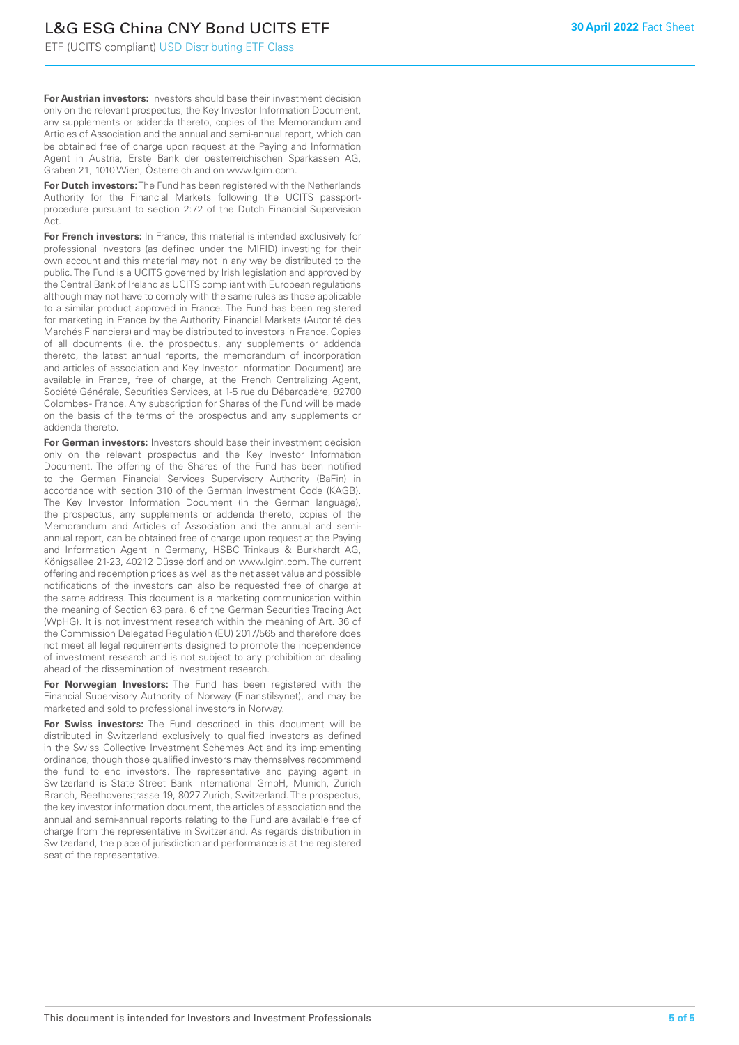**For Austrian investors:** Investors should base their investment decision only on the relevant prospectus, the Key Investor Information Document, any supplements or addenda thereto, copies of the Memorandum and Articles of Association and the annual and semi-annual report, which can be obtained free of charge upon request at the Paying and Information Agent in Austria, Erste Bank der oesterreichischen Sparkassen AG, Graben 21, 1010 Wien, Österreich and on www.lgim.com.

**For Dutch investors:** The Fund has been registered with the Netherlands Authority for the Financial Markets following the UCITS passport-procedure pursuant to section 2:72 of the Dutch Financial Supervision Act.

**For French investors:** In France, this material is intended exclusively for professional investors (as defined under the MIFID) investing for their own account and this material may not in any way be distributed to the public. The Fund is a UCITS governed by Irish legislation and approved by the Central Bank of Ireland as UCITS compliant with European regulations although may not have to comply with the same rules as those applicable to a similar product approved in France. The Fund has been registered for marketing in France by the Authority Financial Markets (Autorité des Marchés Financiers) and may be distributed to investors in France. Copies of all documents (i.e. the prospectus, any supplements or addenda thereto, the latest annual reports, the memorandum of incorporation and articles of association and Key Investor Information Document) are available in France, free of charge, at the French Centralizing Agent, Société Générale, Securities Services, at 1-5 rue du Débarcadère, 92700 Colombes- France. Any subscription for Shares of the Fund will be made on the basis of the terms of the prospectus and any supplements or addenda thereto.

**For German investors:** Investors should base their investment decision only on the relevant prospectus and the Key Investor Information Document. The offering of the Shares of the Fund has been notified to the German Financial Services Supervisory Authority (BaFin) in accordance with section 310 of the German Investment Code (KAGB). The Key Investor Information Document (in the German language), the prospectus, any supplements or addenda thereto, copies of the Memorandum and Articles of Association and the annual and semi-annual report, can be obtained free of charge upon request at the Paying and Information Agent in Germany, HSBC Trinkaus & Burkhardt AG, Königsallee 21-23, 40212 Düsseldorf and on www.lgim.com. The current offering and redemption prices as well as the net asset value and possible notifications of the investors can also be requested free of charge at the same address. This document is a marketing communication within the meaning of Section 63 para. 6 of the German Securities Trading Act (WpHG). It is not investment research within the meaning of Art. 36 of the Commission Delegated Regulation (EU) 2017/565 and therefore does not meet all legal requirements designed to promote the independence of investment research and is not subject to any prohibition on dealing ahead of the dissemination of investment research.

**For Norwegian Investors:** The Fund has been registered with the Financial Supervisory Authority of Norway (Finanstilsynet), and may be marketed and sold to professional investors in Norway.

**For Swiss investors:** The Fund described in this document will be distributed in Switzerland exclusively to qualified investors as defined in the Swiss Collective Investment Schemes Act and its implementing ordinance, though those qualified investors may themselves recommend the fund to end investors. The representative and paying agent in Switzerland is State Street Bank International GmbH, Munich, Zurich Branch, Beethovenstrasse 19, 8027 Zurich, Switzerland. The prospectus, the key investor information document, the articles of association and the annual and semi-annual reports relating to the Fund are available free of charge from the representative in Switzerland. As regards distribution in Switzerland, the place of jurisdiction and performance is at the registered seat of the representative.